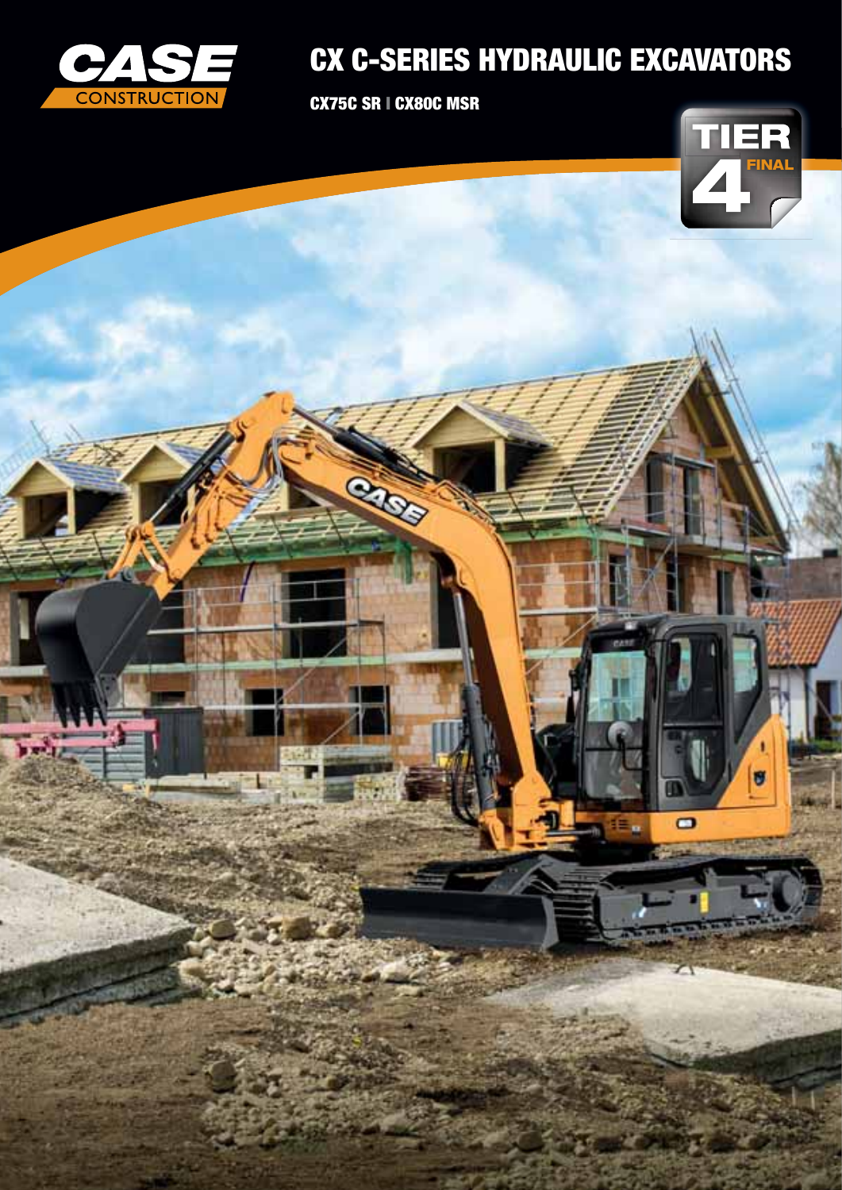CASE

CONSTRUCTION

# CX C-SERIES HYDRAULIC EXCAVATORS

CX75C SR | CX80C MSR

TIER 4 FINAL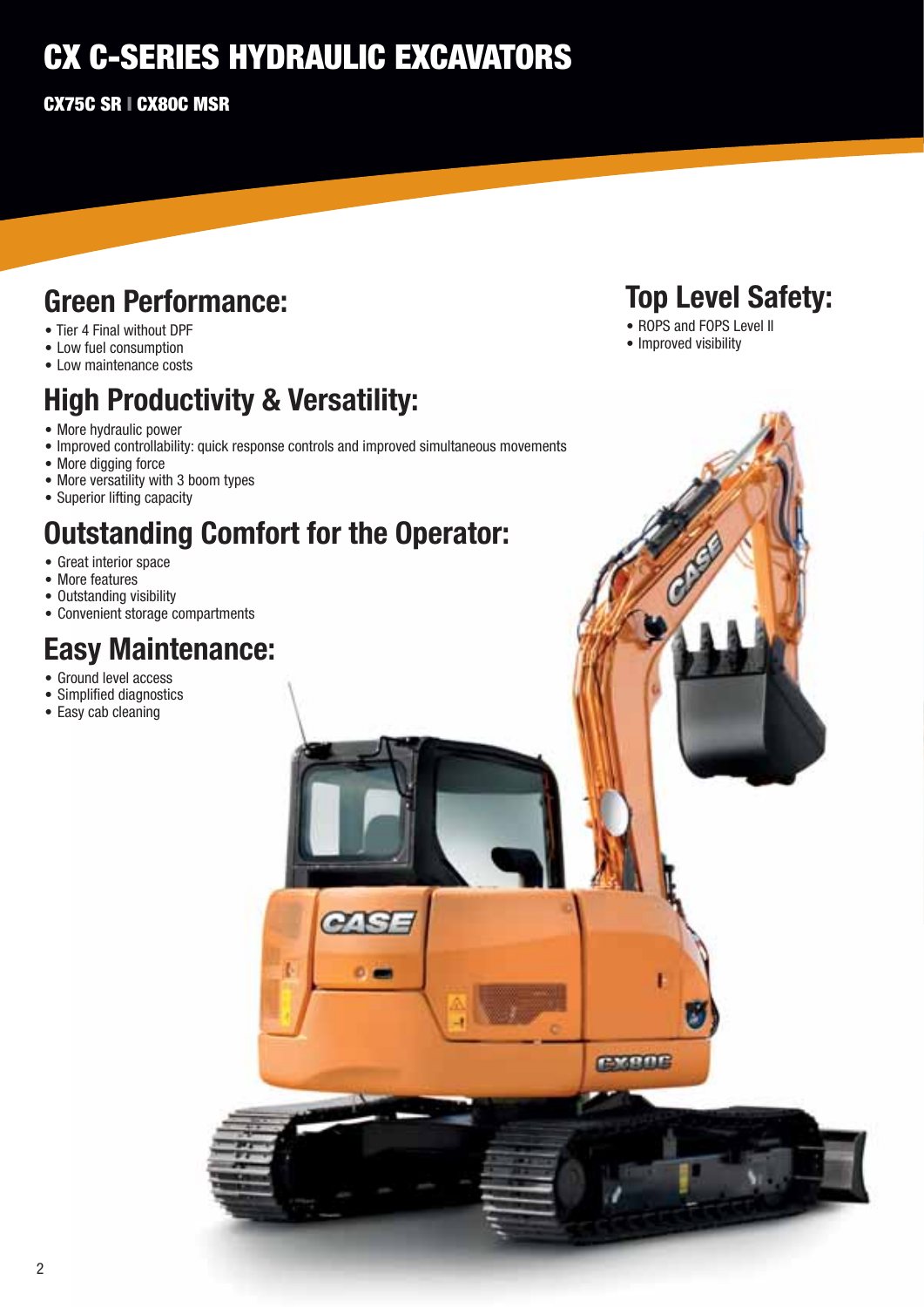# CX C-SERIES HYDRAULIC EXCAVATORS

**CX75C SR I CX80C MSR**

## Green Performance:

- Tier 4 Final without DPF
- Low fuel consumption
- Low maintenance costs

## High Productivity & Versatility:

- More hydraulic power
- Improved controllability: quick response controls and improved simultaneous movements
- More digging force
- More versatility with 3 boom types
- Superior lifting capacity

## Outstanding Comfort for the Operator:

- Great interior space
- More features
- Outstanding visibility
- Convenient storage compartments

## Easy Maintenance:

- Ground level access
- Simplified diagnostics
- Easy cab cleaning

## Top Level Safety:

- ROPS and FOPS Level II
- Improved visibility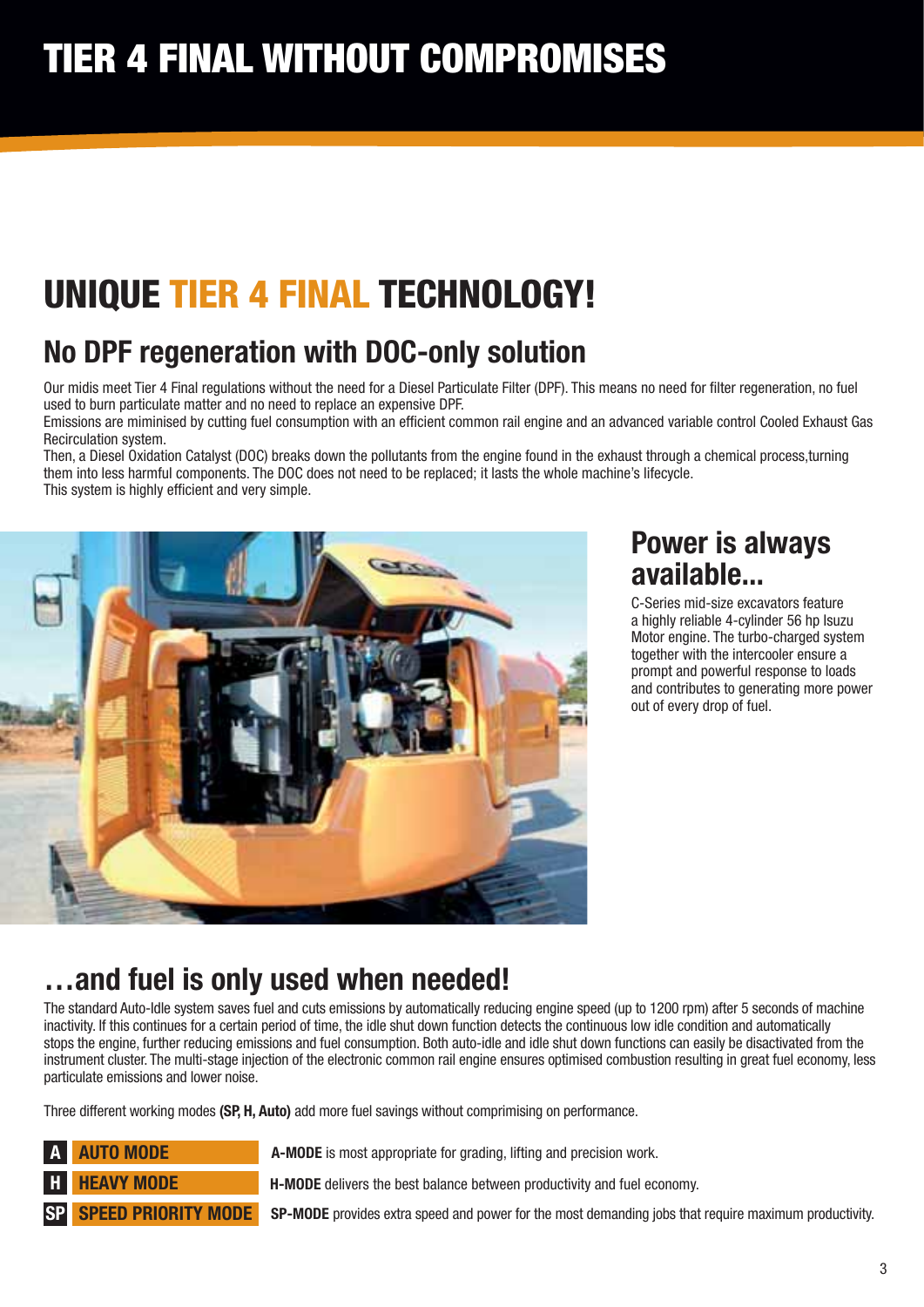# TIER 4 FINAL WITHOUT COMPROMISES

## UNIQUE TIER 4 FINAL TECHNOLOGY!

### No DPF regeneration with DOC-only solution

Our midis meet Tier 4 Final regulations without the need for a Diesel Particulate Filter (DPF). This means no need for filter regeneration, no fuel used to burn particulate matter and no need to replace an expensive DPF.
Emissions are miminised by cutting fuel consumption with an efficient common rail engine and an advanced variable control Cooled Exhaust Gas Recirculation system.
Then, a Diesel Oxidation Catalyst (DOC) breaks down the pollutants from the engine found in the exhaust through a chemical process,turning them into less harmful components. The DOC does not need to be replaced; it lasts the whole machine's lifecycle.
This system is highly efficient and very simple.

### Power is always available...

C-Series mid-size excavators feature a highly reliable 4-cylinder 56 hp Isuzu Motor engine. The turbo-charged system together with the intercooler ensure a prompt and powerful response to loads and contributes to generating more power out of every drop of fuel.

### …and fuel is only used when needed!

The standard Auto-Idle system saves fuel and cuts emissions by automatically reducing engine speed (up to 1200 rpm) after 5 seconds of machine inactivity. If this continues for a certain period of time, the idle shut down function detects the continuous low idle condition and automatically stops the engine, further reducing emissions and fuel consumption. Both auto-idle and idle shut down functions can easily be disactivated from the instrument cluster. The multi-stage injection of the electronic common rail engine ensures optimised combustion resulting in great fuel economy, less particulate emissions and lower noise.

Three different working modes **(SP, H, Auto)** add more fuel savings without comprimising on performance.

| | | |
|---|---|---|
| A | AUTO MODE | **A-MODE** is most appropriate for grading, lifting and precision work. |
| H | HEAVY MODE | **H-MODE** delivers the best balance between productivity and fuel economy. |
| SP | SPEED PRIORITY MODE | **SP-MODE** provides extra speed and power for the most demanding jobs that require maximum productivity. |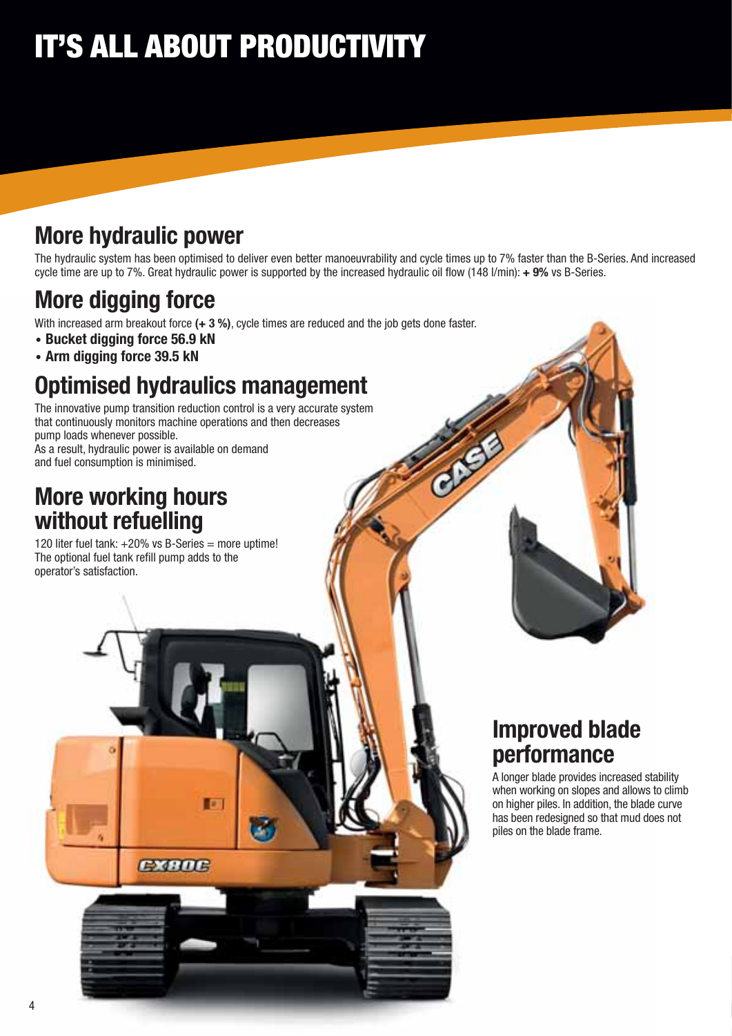# IT'S ALL ABOUT PRODUCTIVITY

## More hydraulic power

The hydraulic system has been optimised to deliver even better manoeuvrability and cycle times up to 7% faster than the B-Series. And increased cycle time are up to 7%. Great hydraulic power is supported by the increased hydraulic oil flow (148 l/min): **+ 9%** vs B-Series.

## More digging force

With increased arm breakout force **(+ 3 %)**, cycle times are reduced and the job gets done faster.

- **Bucket digging force 56.9 kN**
- **Arm digging force 39.5 kN**

## Optimised hydraulics management

The innovative pump transition reduction control is a very accurate system that continuously monitors machine operations and then decreases pump loads whenever possible.
As a result, hydraulic power is available on demand and fuel consumption is minimised.

## More working hours without refuelling

120 liter fuel tank: +20% vs B-Series = more uptime!
The optional fuel tank refill pump adds to the operator's satisfaction.

## Improved blade performance

A longer blade provides increased stability when working on slopes and allows to climb on higher piles. In addition, the blade curve has been redesigned so that mud does not piles on the blade frame.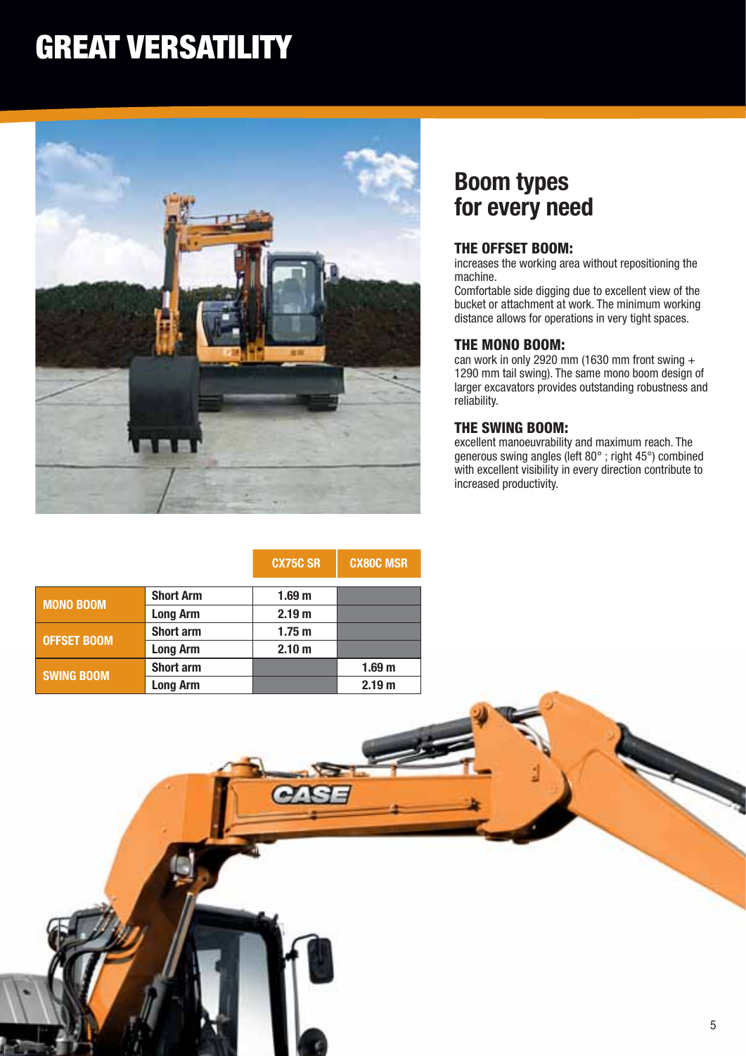# GREAT VERSATILITY

## Boom types for every need

### THE OFFSET BOOM:

increases the working area without repositioning the machine.
Comfortable side digging due to excellent view of the bucket or attachment at work. The minimum working distance allows for operations in very tight spaces.

### THE MONO BOOM:

can work in only 2920 mm (1630 mm front swing + 1290 mm tail swing). The same mono boom design of larger excavators provides outstanding robustness and reliability.

### THE SWING BOOM:

excellent manoeuvrability and maximum reach. The generous swing angles (left 80° ; right 45°) combined with excellent visibility in every direction contribute to increased productivity.

| | | CX75C SR | CX80C MSR |
|---|---|---|---|
| MONO BOOM | Short Arm | 1.69 m | |
| | Long Arm | 2.19 m | |
| OFFSET BOOM | Short arm | 1.75 m | |
| | Long Arm | 2.10 m | |
| SWING BOOM | Short arm | | 1.69 m |
| | Long Arm | | 2.19 m |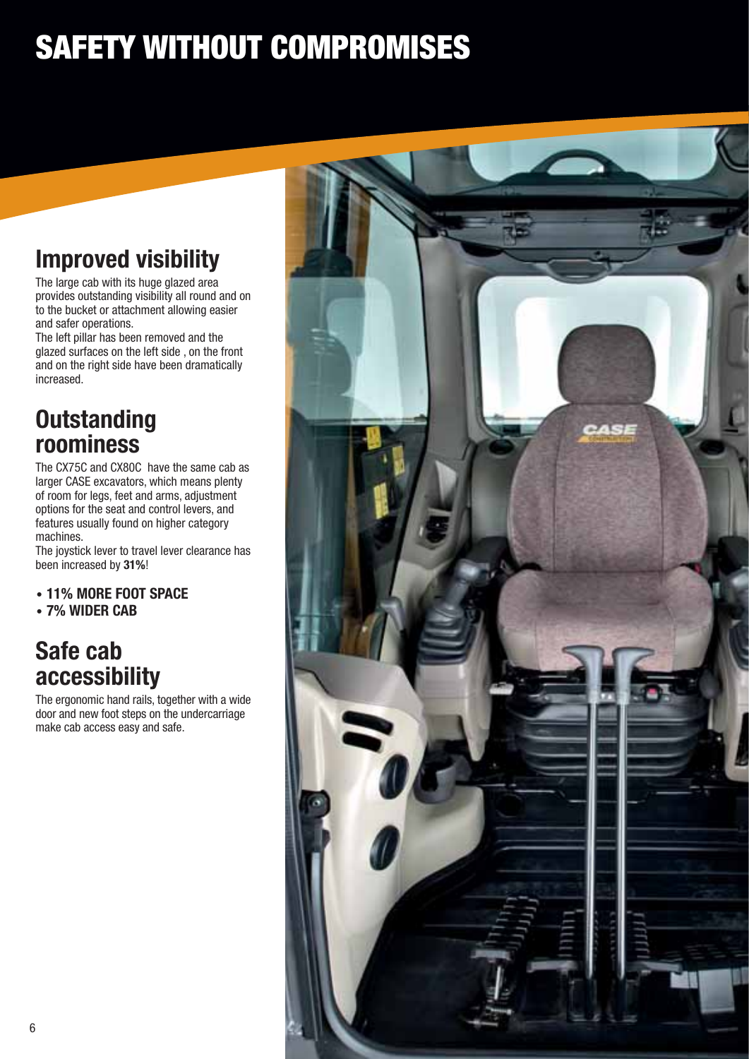# SAFETY WITHOUT COMPROMISES

## Improved visibility

The large cab with its huge glazed area provides outstanding visibility all round and on to the bucket or attachment allowing easier and safer operations.
The left pillar has been removed and the glazed surfaces on the left side , on the front and on the right side have been dramatically increased.

## Outstanding roominess

The CX75C and CX80C have the same cab as larger CASE excavators, which means plenty of room for legs, feet and arms, adjustment options for the seat and control levers, and features usually found on higher category machines.
The joystick lever to travel lever clearance has been increased by **31%**!

- **11% MORE FOOT SPACE**
- **7% WIDER CAB**

## Safe cab accessibility

The ergonomic hand rails, together with a wide door and new foot steps on the undercarriage make cab access easy and safe.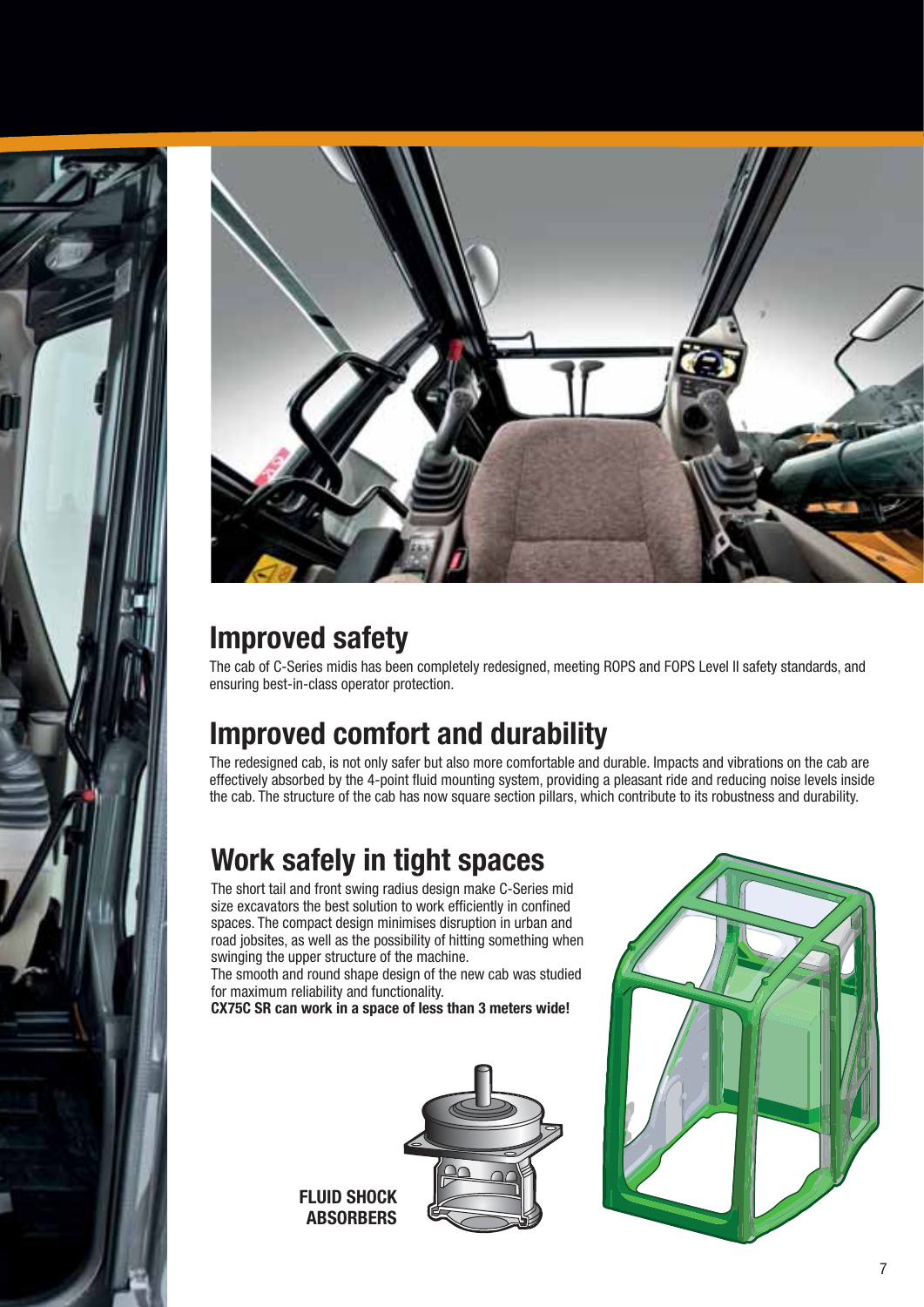## Improved safety

The cab of C-Series midis has been completely redesigned, meeting ROPS and FOPS Level II safety standards, and ensuring best-in-class operator protection.

## Improved comfort and durability

The redesigned cab, is not only safer but also more comfortable and durable. Impacts and vibrations on the cab are effectively absorbed by the 4-point fluid mounting system, providing a pleasant ride and reducing noise levels inside the cab. The structure of the cab has now square section pillars, which contribute to its robustness and durability.

## Work safely in tight spaces

The short tail and front swing radius design make C-Series mid size excavators the best solution to work efficiently in confined spaces. The compact design minimises disruption in urban and road jobsites, as well as the possibility of hitting something when swinging the upper structure of the machine.
The smooth and round shape design of the new cab was studied for maximum reliability and functionality.
**CX75C SR can work in a space of less than 3 meters wide!**

**FLUID SHOCK ABSORBERS**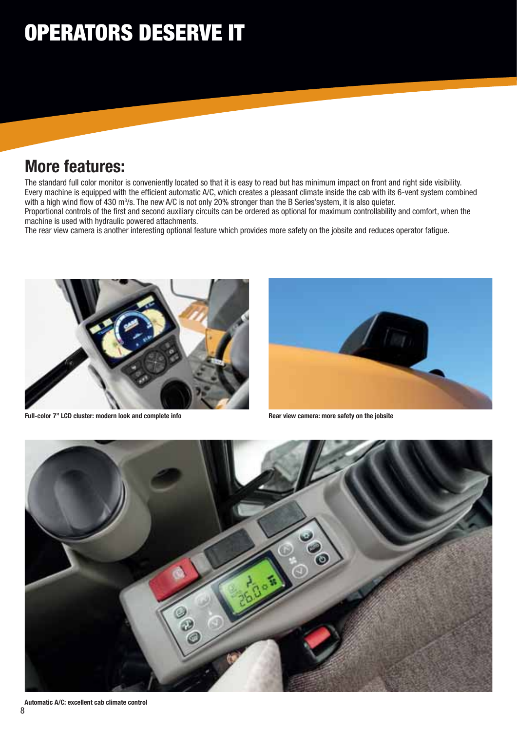# OPERATORS DESERVE IT

## More features:

The standard full color monitor is conveniently located so that it is easy to read but has minimum impact on front and right side visibility. Every machine is equipped with the efficient automatic A/C, which creates a pleasant climate inside the cab with its 6-vent system combined with a high wind flow of 430 $m^3$/s. The new A/C is not only 20% stronger than the B Series'system, it is also quieter.
Proportional controls of the first and second auxiliary circuits can be ordered as optional for maximum controllability and comfort, when the machine is used with hydraulic powered attachments.
The rear view camera is another interesting optional feature which provides more safety on the jobsite and reduces operator fatigue.

**Full-color 7" LCD cluster: modern look and complete info**

**Rear view camera: more safety on the jobsite**

**Automatic A/C: excellent cab climate control**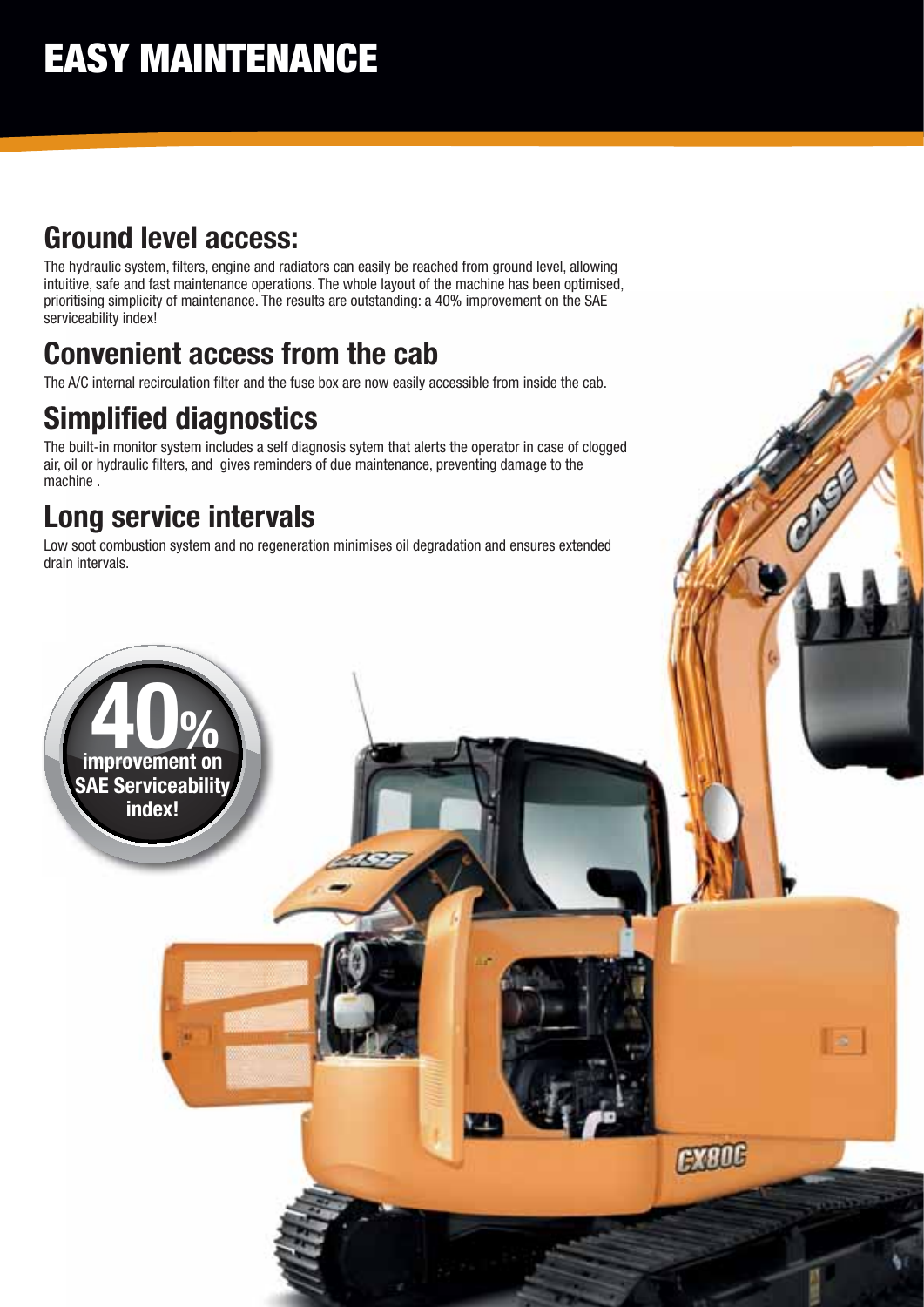# EASY MAINTENANCE

## Ground level access:

The hydraulic system, filters, engine and radiators can easily be reached from ground level, allowing intuitive, safe and fast maintenance operations. The whole layout of the machine has been optimised, prioritising simplicity of maintenance. The results are outstanding: a 40% improvement on the SAE serviceability index!

## Convenient access from the cab

The A/C internal recirculation filter and the fuse box are now easily accessible from inside the cab.

## Simplified diagnostics

The built-in monitor system includes a self diagnosis sytem that alerts the operator in case of clogged air, oil or hydraulic filters, and gives reminders of due maintenance, preventing damage to the machine .

## Long service intervals

Low soot combustion system and no regeneration minimises oil degradation and ensures extended drain intervals.

**40% improvement on SAE Serviceability index!**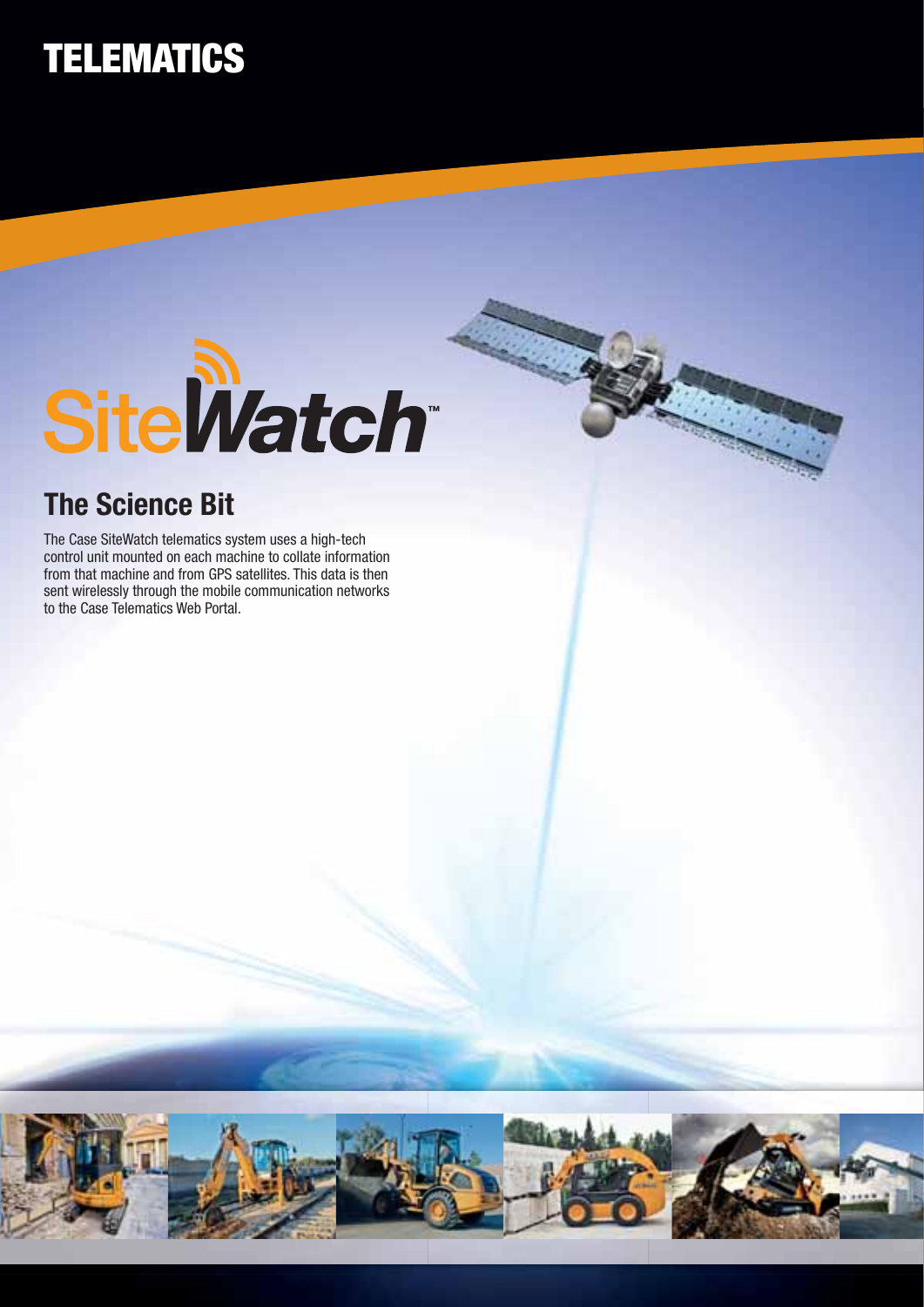# TELEMATICS

SiteWatch™

## The Science Bit

The Case SiteWatch telematics system uses a high-tech control unit mounted on each machine to collate information from that machine and from GPS satellites. This data is then sent wirelessly through the mobile communication networks to the Case Telematics Web Portal.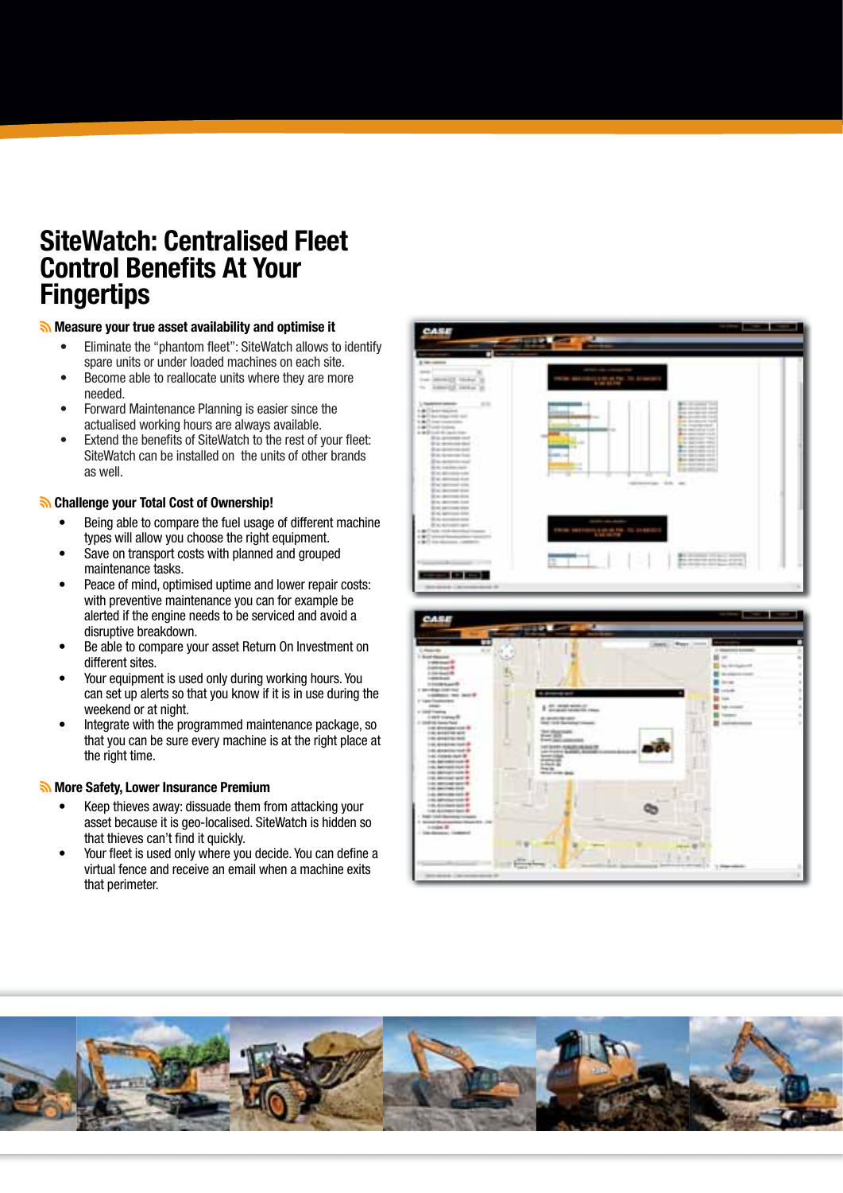# SiteWatch: Centralised Fleet Control Benefits At Your Fingertips

### Measure your true asset availability and optimise it

- Eliminate the "phantom fleet": SiteWatch allows to identify spare units or under loaded machines on each site.
- Become able to reallocate units where they are more needed.
- Forward Maintenance Planning is easier since the actualised working hours are always available.
- Extend the benefits of SiteWatch to the rest of your fleet: SiteWatch can be installed on the units of other brands as well.

### Challenge your Total Cost of Ownership!

- Being able to compare the fuel usage of different machine types will allow you choose the right equipment.
- Save on transport costs with planned and grouped maintenance tasks.
- Peace of mind, optimised uptime and lower repair costs: with preventive maintenance you can for example be alerted if the engine needs to be serviced and avoid a disruptive breakdown.
- Be able to compare your asset Return On Investment on different sites.
- Your equipment is used only during working hours. You can set up alerts so that you know if it is in use during the weekend or at night.
- Integrate with the programmed maintenance package, so that you can be sure every machine is at the right place at the right time.

### More Safety, Lower Insurance Premium

- Keep thieves away: dissuade them from attacking your asset because it is geo-localised. SiteWatch is hidden so that thieves can't find it quickly.
- Your fleet is used only where you decide. You can define a virtual fence and receive an email when a machine exits that perimeter.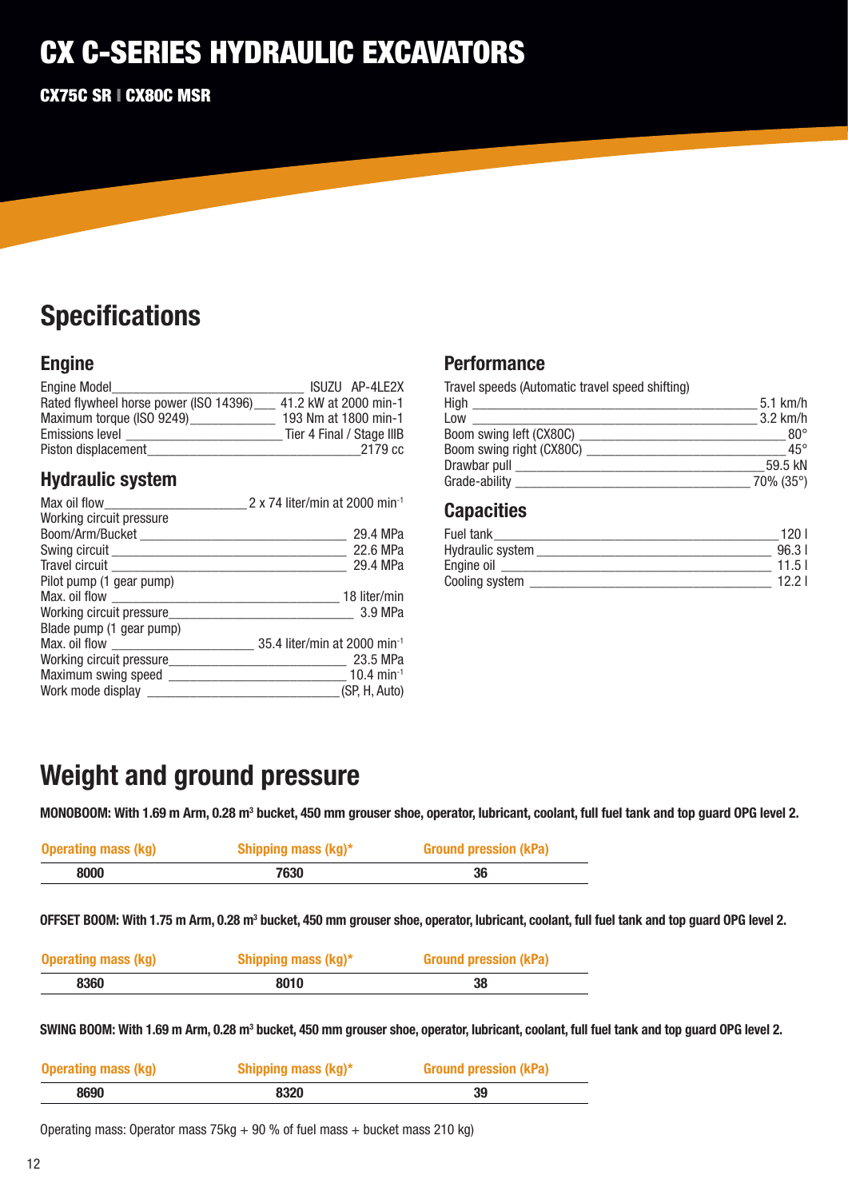# CX C-SERIES HYDRAULIC EXCAVATORS

**CX75C SR I CX80C MSR**

## Specifications

### Engine

| | |
|---|---|
| Engine Model | ISUZU AP-4LE2X |
| Rated flywheel horse power (ISO 14396) | 41.2 kW at 2000 min-1 |
| Maximum torque (ISO 9249) | 193 Nm at 1800 min-1 |
| Emissions level | Tier 4 Final / Stage IIIB |
| Piston displacement | 2179 cc |

### Hydraulic system

| | |
|---|---|
| Max oil flow | 2 x 74 liter/min at 2000 min$^{-1}$ |
| Working circuit pressure | |
| Boom/Arm/Bucket | 29.4 MPa |
| Swing circuit | 22.6 MPa |
| Travel circuit | 29.4 MPa |
| Pilot pump (1 gear pump) | |
| Max. oil flow | 18 liter/min |
| Working circuit pressure | 3.9 MPa |
| Blade pump (1 gear pump) | |
| Max. oil flow | 35.4 liter/min at 2000 min$^{-1}$ |
| Working circuit pressure | 23.5 MPa |
| Maximum swing speed | 10.4 min$^{-1}$ |
| Work mode display | (SP, H, Auto) |

### Performance

| | |
|---|---|
| Travel speeds (Automatic travel speed shifting) | |
| High | 5.1 km/h |
| Low | 3.2 km/h |
| Boom swing left (CX80C) | 80° |
| Boom swing right (CX80C) | 45° |
| Drawbar pull | 59.5 kN |
| Grade-ability | 70% (35°) |

### Capacities

| | |
|---|---|
| Fuel tank | 120 l |
| Hydraulic system | 96.3 l |
| Engine oil | 11.5 l |
| Cooling system | 12.2 l |

## Weight and ground pressure

**MONOBOOM: With 1.69 m Arm, 0.28 m³ bucket, 450 mm grouser shoe, operator, lubricant, coolant, full fuel tank and top guard OPG level 2.**

| Operating mass (kg) | Shipping mass (kg)* | Ground pression (kPa) |
|---|---|---|
| 8000 | 7630 | 36 |

**OFFSET BOOM: With 1.75 m Arm, 0.28 m³ bucket, 450 mm grouser shoe, operator, lubricant, coolant, full fuel tank and top guard OPG level 2.**

| Operating mass (kg) | Shipping mass (kg)* | Ground pression (kPa) |
|---|---|---|
| 8360 | 8010 | 38 |

**SWING BOOM: With 1.69 m Arm, 0.28 m³ bucket, 450 mm grouser shoe, operator, lubricant, coolant, full fuel tank and top guard OPG level 2.**

| Operating mass (kg) | Shipping mass (kg)* | Ground pression (kPa) |
|---|---|---|
| 8690 | 8320 | 39 |

Operating mass: Operator mass 75kg + 90 % of fuel mass + bucket mass 210 kg)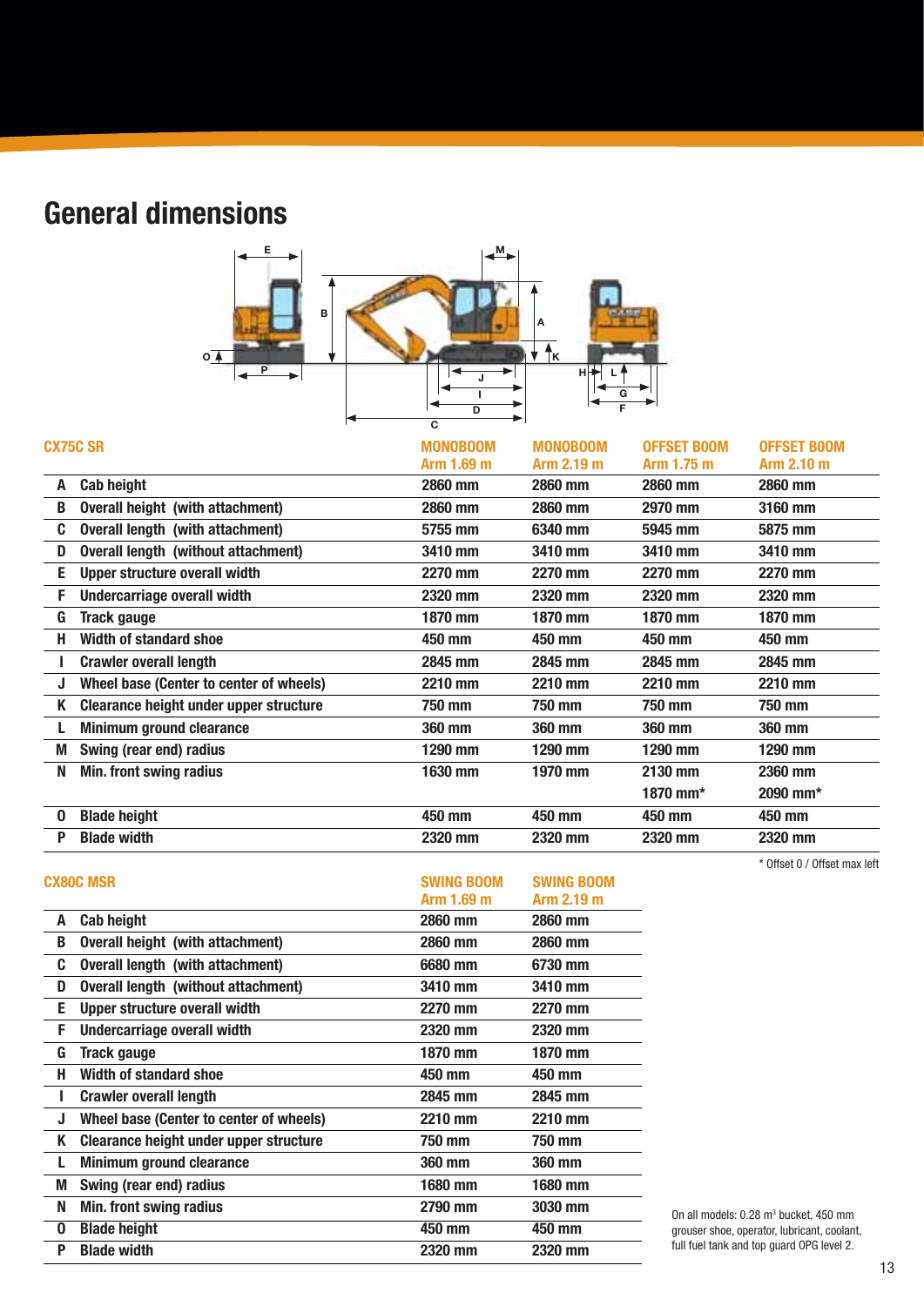# General dimensions

| CX75C SR | | MONOBOOM Arm 1.69 m | MONOBOOM Arm 2.19 m | OFFSET BOOM Arm 1.75 m | OFFSET BOOM Arm 2.10 m |
|---|---|---|---|---|---|
| A | Cab height | 2860 mm | 2860 mm | 2860 mm | 2860 mm |
| B | Overall height (with attachment) | 2860 mm | 2860 mm | 2970 mm | 3160 mm |
| C | Overall length (with attachment) | 5755 mm | 6340 mm | 5945 mm | 5875 mm |
| D | Overall length (without attachment) | 3410 mm | 3410 mm | 3410 mm | 3410 mm |
| E | Upper structure overall width | 2270 mm | 2270 mm | 2270 mm | 2270 mm |
| F | Undercarriage overall width | 2320 mm | 2320 mm | 2320 mm | 2320 mm |
| G | Track gauge | 1870 mm | 1870 mm | 1870 mm | 1870 mm |
| H | Width of standard shoe | 450 mm | 450 mm | 450 mm | 450 mm |
| I | Crawler overall length | 2845 mm | 2845 mm | 2845 mm | 2845 mm |
| J | Wheel base (Center to center of wheels) | 2210 mm | 2210 mm | 2210 mm | 2210 mm |
| K | Clearance height under upper structure | 750 mm | 750 mm | 750 mm | 750 mm |
| L | Minimum ground clearance | 360 mm | 360 mm | 360 mm | 360 mm |
| M | Swing (rear end) radius | 1290 mm | 1290 mm | 1290 mm | 1290 mm |
| N | Min. front swing radius | 1630 mm | 1970 mm | 2130 mm<br>1870 mm* | 2360 mm<br>2090 mm* |
| O | Blade height | 450 mm | 450 mm | 450 mm | 450 mm |
| P | Blade width | 2320 mm | 2320 mm | 2320 mm | 2320 mm |

\* Offset 0 / Offset max left

| CX80C MSR | | SWING BOOM Arm 1.69 m | SWING BOOM Arm 2.19 m |
|---|---|---|---|
| A | Cab height | 2860 mm | 2860 mm |
| B | Overall height (with attachment) | 2860 mm | 2860 mm |
| C | Overall length (with attachment) | 6680 mm | 6730 mm |
| D | Overall length (without attachment) | 3410 mm | 3410 mm |
| E | Upper structure overall width | 2270 mm | 2270 mm |
| F | Undercarriage overall width | 2320 mm | 2320 mm |
| G | Track gauge | 1870 mm | 1870 mm |
| H | Width of standard shoe | 450 mm | 450 mm |
| I | Crawler overall length | 2845 mm | 2845 mm |
| J | Wheel base (Center to center of wheels) | 2210 mm | 2210 mm |
| K | Clearance height under upper structure | 750 mm | 750 mm |
| L | Minimum ground clearance | 360 mm | 360 mm |
| M | Swing (rear end) radius | 1680 mm | 1680 mm |
| N | Min. front swing radius | 2790 mm | 3030 mm |
| O | Blade height | 450 mm | 450 mm |
| P | Blade width | 2320 mm | 2320 mm |

On all models: 0.28 $m^3$ bucket, 450 mm grouser shoe, operator, lubricant, coolant, full fuel tank and top guard OPG level 2.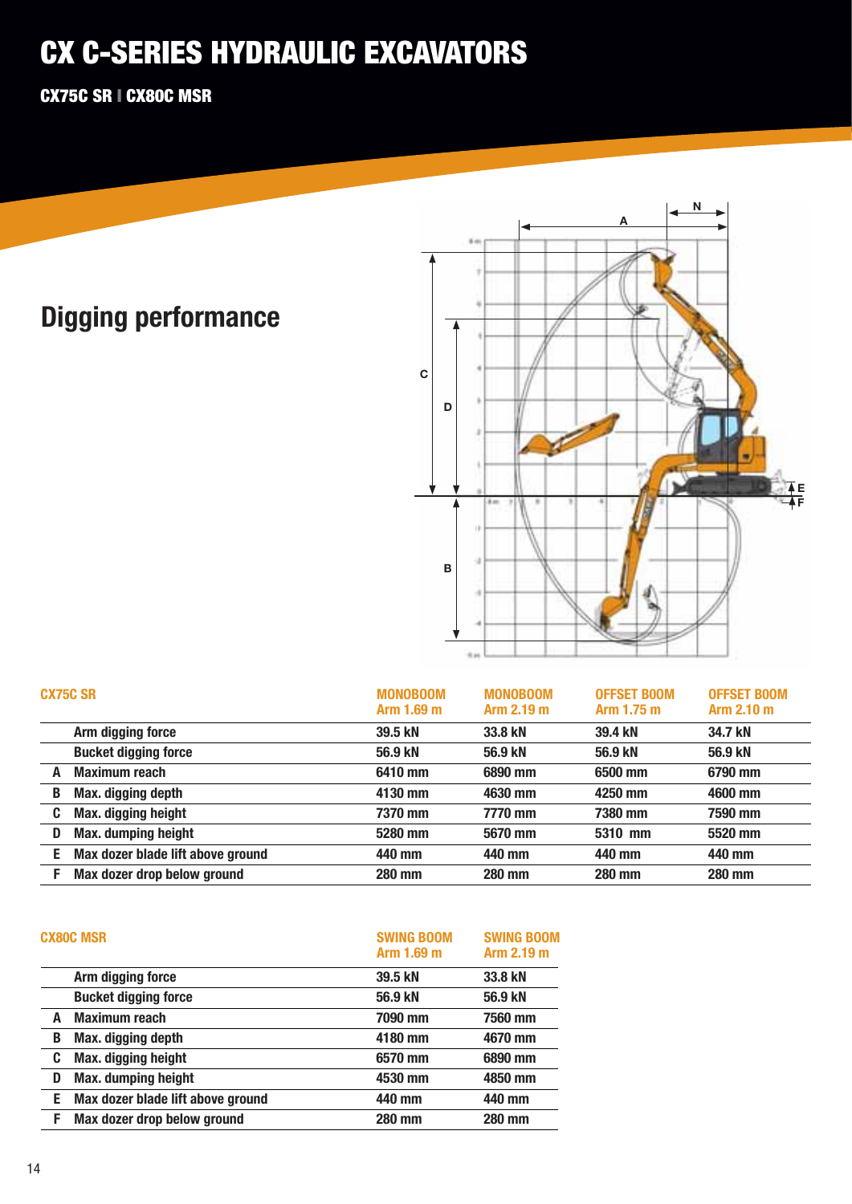# CX C-SERIES HYDRAULIC EXCAVATORS

**CX75C SR I CX80C MSR**

## Digging performance

A
N
C
D
B
E
F

| CX75C SR | | MONOBOOM Arm 1.69 m | MONOBOOM Arm 2.19 m | OFFSET BOOM Arm 1.75 m | OFFSET BOOM Arm 2.10 m |
|---|---|---|---|---|---|
| | Arm digging force | 39.5 kN | 33.8 kN | 39.4 kN | 34.7 kN |
| | Bucket digging force | 56.9 kN | 56.9 kN | 56.9 kN | 56.9 kN |
| A | Maximum reach | 6410 mm | 6890 mm | 6500 mm | 6790 mm |
| B | Max. digging depth | 4130 mm | 4630 mm | 4250 mm | 4600 mm |
| C | Max. digging height | 7370 mm | 7770 mm | 7380 mm | 7590 mm |
| D | Max. dumping height | 5280 mm | 5670 mm | 5310 mm | 5520 mm |
| E | Max dozer blade lift above ground | 440 mm | 440 mm | 440 mm | 440 mm |
| F | Max dozer drop below ground | 280 mm | 280 mm | 280 mm | 280 mm |

| CX80C MSR | | SWING BOOM Arm 1.69 m | SWING BOOM Arm 2.19 m |
|---|---|---|---|
| | Arm digging force | 39.5 kN | 33.8 kN |
| | Bucket digging force | 56.9 kN | 56.9 kN |
| A | Maximum reach | 7090 mm | 7560 mm |
| B | Max. digging depth | 4180 mm | 4670 mm |
| C | Max. digging height | 6570 mm | 6890 mm |
| D | Max. dumping height | 4530 mm | 4850 mm |
| E | Max dozer blade lift above ground | 440 mm | 440 mm |
| F | Max dozer drop below ground | 280 mm | 280 mm |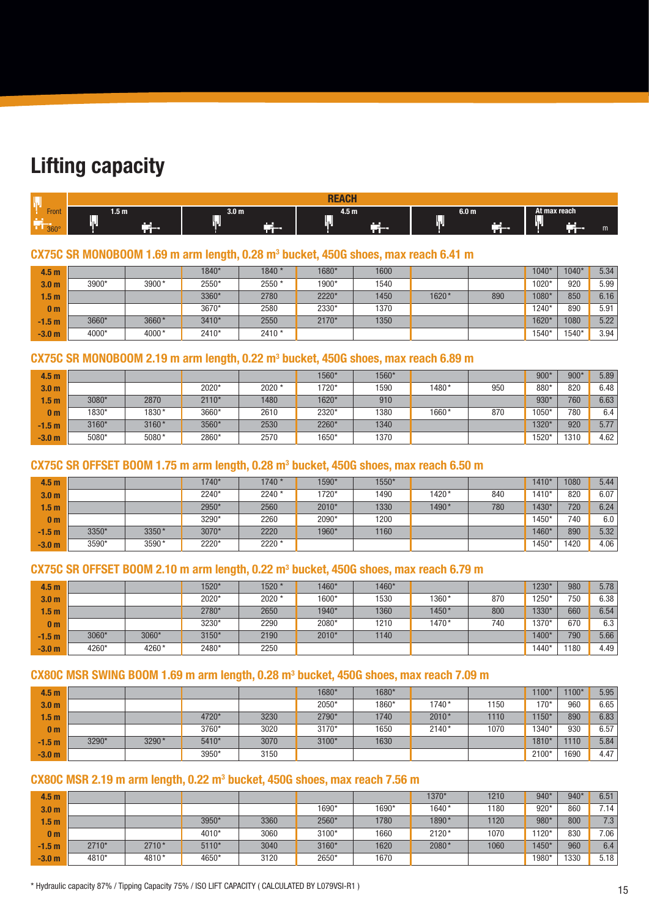# Lifting capacity

Front / 360°

| | REACH | | | | | | | | | | |
|---|---|---|---|---|---|---|---|---|---|---|---|
| | 1.5 m | | 3.0 m | | 4.5 m | | 6.0 m | | At max reach | | |
| | Front | 360° | Front | 360° | Front | 360° | Front | 360° | Front | 360° | m |

## CX75C SR MONOBOOM 1.69 m arm length, 0.28 m³ bucket, 450G shoes, max reach 6.41 m

| | 1.5 m Front | 1.5 m 360° | 3.0 m Front | 3.0 m 360° | 4.5 m Front | 4.5 m 360° | 6.0 m Front | 6.0 m 360° | Max reach Front | Max reach 360° | m |
|---|---|---|---|---|---|---|---|---|---|---|---|
| 4.5 m | | | 1840* | 1840 * | 1680* | 1600 | | | 1040* | 1040* | 5.34 |
| 3.0 m | 3900* | 3900 * | 2550* | 2550 * | 1900* | 1540 | | | 1020* | 920 | 5.99 |
| 1.5 m | | | 3360* | 2780 | 2220* | 1450 | 1620 * | 890 | 1080* | 850 | 6.16 |
| 0 m | | | 3670* | 2580 | 2330* | 1370 | | | 1240* | 890 | 5.91 |
| -1.5 m | 3660* | 3660 * | 3410* | 2550 | 2170* | 1350 | | | 1620* | 1080 | 5.22 |
| -3.0 m | 4000* | 4000 * | 2410* | 2410 * | | | | | 1540* | 1540* | 3.94 |

## CX75C SR MONOBOOM 2.19 m arm length, 0.22 m³ bucket, 450G shoes, max reach 6.89 m

| | 1.5 m Front | 1.5 m 360° | 3.0 m Front | 3.0 m 360° | 4.5 m Front | 4.5 m 360° | 6.0 m Front | 6.0 m 360° | Max reach Front | Max reach 360° | m |
|---|---|---|---|---|---|---|---|---|---|---|---|
| 4.5 m | | | | | 1560* | 1560* | | | 900* | 900* | 5.89 |
| 3.0 m | | | 2020* | 2020 * | 1720* | 1590 | 1480 * | 950 | 880* | 820 | 6.48 |
| 1.5 m | 3080* | 2870 | 2110* | 1480 | 1620* | 910 | | | 930* | 760 | 6.63 |
| 0 m | 1830* | 1830 * | 3660* | 2610 | 2320* | 1380 | 1660 * | 870 | 1050* | 780 | 6.4 |
| -1.5 m | 3160* | 3160 * | 3560* | 2530 | 2260* | 1340 | | | 1320* | 920 | 5.77 |
| -3.0 m | 5080* | 5080 * | 2860* | 2570 | 1650* | 1370 | | | 1520* | 1310 | 4.62 |

## CX75C SR OFFSET BOOM 1.75 m arm length, 0.28 m³ bucket, 450G shoes, max reach 6.50 m

| | 1.5 m Front | 1.5 m 360° | 3.0 m Front | 3.0 m 360° | 4.5 m Front | 4.5 m 360° | 6.0 m Front | 6.0 m 360° | Max reach Front | Max reach 360° | m |
|---|---|---|---|---|---|---|---|---|---|---|---|
| 4.5 m | | | 1740* | 1740 * | 1590* | 1550* | | | 1410* | 1080 | 5.44 |
| 3.0 m | | | 2240* | 2240 * | 1720* | 1490 | 1420 * | 840 | 1410* | 820 | 6.07 |
| 1.5 m | | | 2950* | 2560 | 2010* | 1330 | 1490 * | 780 | 1430* | 720 | 6.24 |
| 0 m | | | 3290* | 2260 | 2090* | 1200 | | | 1450* | 740 | 6.0 |
| -1.5 m | 3350* | 3350 * | 3070* | 2220 | 1960* | 1160 | | | 1460* | 890 | 5.32 |
| -3.0 m | 3590* | 3590 * | 2220* | 2220 * | | | | | 1450* | 1420 | 4.06 |

## CX75C SR OFFSET BOOM 2.10 m arm length, 0.22 m³ bucket, 450G shoes, max reach 6.79 m

| | 1.5 m Front | 1.5 m 360° | 3.0 m Front | 3.0 m 360° | 4.5 m Front | 4.5 m 360° | 6.0 m Front | 6.0 m 360° | Max reach Front | Max reach 360° | m |
|---|---|---|---|---|---|---|---|---|---|---|---|
| 4.5 m | | | 1520* | 1520 * | 1460* | 1460* | | | 1230* | 980 | 5.78 |
| 3.0 m | | | 2020* | 2020 * | 1600* | 1530 | 1360 * | 870 | 1250* | 750 | 6.38 |
| 1.5 m | | | 2780* | 2650 | 1940* | 1360 | 1450 * | 800 | 1330* | 660 | 6.54 |
| 0 m | | | 3230* | 2290 | 2080* | 1210 | 1470 * | 740 | 1370* | 670 | 6.3 |
| -1.5 m | 3060* | 3060* | 3150* | 2190 | 2010* | 1140 | | | 1400* | 790 | 5.66 |
| -3.0 m | 4260* | 4260 * | 2480* | 2250 | | | | | 1440* | 1180 | 4.49 |

## CX80C MSR SWING BOOM 1.69 m arm length, 0.28 m³ bucket, 450G shoes, max reach 7.09 m

| | 1.5 m Front | 1.5 m 360° | 3.0 m Front | 3.0 m 360° | 4.5 m Front | 4.5 m 360° | 6.0 m Front | 6.0 m 360° | Max reach Front | Max reach 360° | m |
|---|---|---|---|---|---|---|---|---|---|---|---|
| 4.5 m | | | | | 1680* | 1680* | | | 1100* | 1100* | 5.95 |
| 3.0 m | | | | | 2050* | 1860* | 1740 * | 1150 | 170* | 960 | 6.65 |
| 1.5 m | | | 4720* | 3230 | 2790* | 1740 | 2010 * | 1110 | 1150* | 890 | 6.83 |
| 0 m | | | 3760* | 3020 | 3170* | 1650 | 2140 * | 1070 | 1340* | 930 | 6.57 |
| -1.5 m | 3290* | 3290 * | 5410* | 3070 | 3100* | 1630 | | | 1810* | 1110 | 5.84 |
| -3.0 m | | | 3950* | 3150 | | | | | 2100* | 1690 | 4.47 |

## CX80C MSR 2.19 m arm length, 0.22 m³ bucket, 450G shoes, max reach 7.56 m

| | 1.5 m Front | 1.5 m 360° | 3.0 m Front | 3.0 m 360° | 4.5 m Front | 4.5 m 360° | 6.0 m Front | 6.0 m 360° | Max reach Front | Max reach 360° | m |
|---|---|---|---|---|---|---|---|---|---|---|---|
| 4.5 m | | | | | | | 1370* | 1210 | 940* | 940* | 6.51 |
| 3.0 m | | | | | 1690* | 1690* | 1640 * | 1180 | 920* | 860 | 7.14 |
| 1.5 m | | | 3950* | 3360 | 2560* | 1780 | 1890 * | 1120 | 980* | 800 | 7.3 |
| 0 m | | | 4010* | 3060 | 3100* | 1660 | 2120 * | 1070 | 1120* | 830 | 7.06 |
| -1.5 m | 2710* | 2710 * | 5110* | 3040 | 3160* | 1620 | 2080 * | 1060 | 1450* | 960 | 6.4 |
| -3.0 m | 4810* | 4810 * | 4650* | 3120 | 2650* | 1670 | | | 1980* | 1330 | 5.18 |

\* Hydraulic capacity 87% / Tipping Capacity 75% / ISO LIFT CAPACITY ( CALCULATED BY L079VSI-R1 )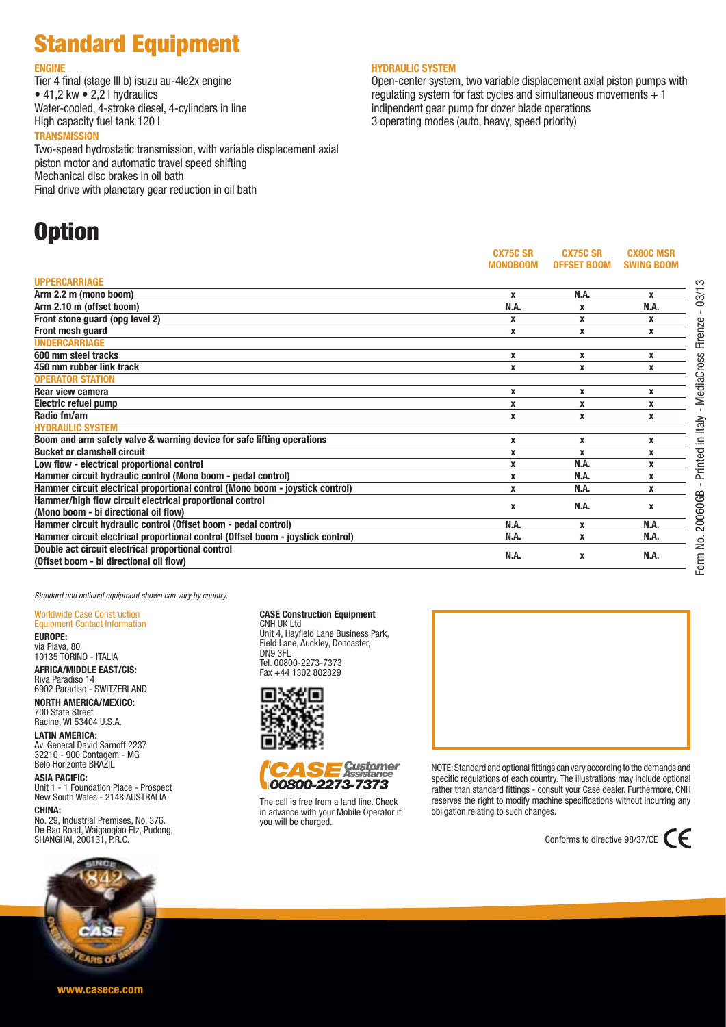# Standard Equipment

**ENGINE**

Tier 4 final (stage lll b) isuzu au-4le2x engine
• 41,2 kw • 2,2 l hydraulics
Water-cooled, 4-stroke diesel, 4-cylinders in line
High capacity fuel tank 120 l

**TRANSMISSION**

Two-speed hydrostatic transmission, with variable displacement axial piston motor and automatic travel speed shifting
Mechanical disc brakes in oil bath
Final drive with planetary gear reduction in oil bath

**HYDRAULIC SYSTEM**

Open-center system, two variable displacement axial piston pumps with regulating system for fast cycles and simultaneous movements + 1 indipendent gear pump for dozer blade operations
3 operating modes (auto, heavy, speed priority)

# Option

| | CX75C SR MONOBOOM | CX75C SR OFFSET BOOM | CX80C MSR SWING BOOM |
|---|---|---|---|
| **UPPERCARRIAGE** | | | |
| Arm 2.2 m (mono boom) | x | N.A. | x |
| Arm 2.10 m (offset boom) | N.A. | x | N.A. |
| Front stone guard (opg level 2) | x | x | x |
| Front mesh guard | x | x | x |
| **UNDERCARRIAGE** | | | |
| 600 mm steel tracks | x | x | x |
| 450 mm rubber link track | x | x | x |
| **OPERATOR STATION** | | | |
| Rear view camera | x | x | x |
| Electric refuel pump | x | x | x |
| Radio fm/am | x | x | x |
| **HYDRAULIC SYSTEM** | | | |
| Boom and arm safety valve & warning device for safe lifting operations | x | x | x |
| Bucket or clamshell circuit | x | x | x |
| Low flow - electrical proportional control | x | N.A. | x |
| Hammer circuit hydraulic control (Mono boom - pedal control) | x | N.A. | x |
| Hammer circuit electrical proportional control (Mono boom - joystick control) | x | N.A. | x |
| Hammer/high flow circuit electrical proportional control (Mono boom - bi directional oil flow) | x | N.A. | x |
| Hammer circuit hydraulic control (Offset boom - pedal control) | N.A. | x | N.A. |
| Hammer circuit electrical proportional control (Offset boom - joystick control) | N.A. | x | N.A. |
| Double act circuit electrical proportional control (Offset boom - bi directional oil flow) | N.A. | x | N.A. |

*Standard and optional equipment shown can vary by country.*

Worldwide Case Construction Equipment Contact Information

**EUROPE:**
via Plava, 80
10135 TORINO - ITALIA

**AFRICA/MIDDLE EAST/CIS:**
Riva Paradiso 14
6902 Paradiso - SWITZERLAND

**NORTH AMERICA/MEXICO:**
700 State Street
Racine, WI 53404 U.S.A.

**LATIN AMERICA:**
Av. General David Sarnoff 2237
32210 - 900 Contagem - MG
Belo Horizonte BRAZIL

**ASIA PACIFIC:**
Unit 1 - 1 Foundation Place - Prospect
New South Wales - 2148 AUSTRALIA

**CHINA:**
No. 29, Industrial Premises, No. 376.
De Bao Road, Waigaoqiao Ftz, Pudong,
SHANGHAI, 200131, P.R.C.

**CASE Construction Equipment**
CNH UK Ltd
Unit 4, Hayfield Lane Business Park,
Field Lane, Auckley, Doncaster,
DN9 3FL
Tel. 00800-2273-7373
Fax +44 1302 802829

CASE Customer Assistance 00800-2273-7373

The call is free from a land line. Check in advance with your Mobile Operator if you will be charged.

NOTE: Standard and optional fittings can vary according to the demands and specific regulations of each country. The illustrations may include optional rather than standard fittings - consult your Case dealer. Furthermore, CNH reserves the right to modify machine specifications without incurring any obligation relating to such changes.

Conforms to directive 98/37/CE CE

Form No. 20060GB - Printed in Italy - MediaCross Firenze - 03/13

www.casece.com